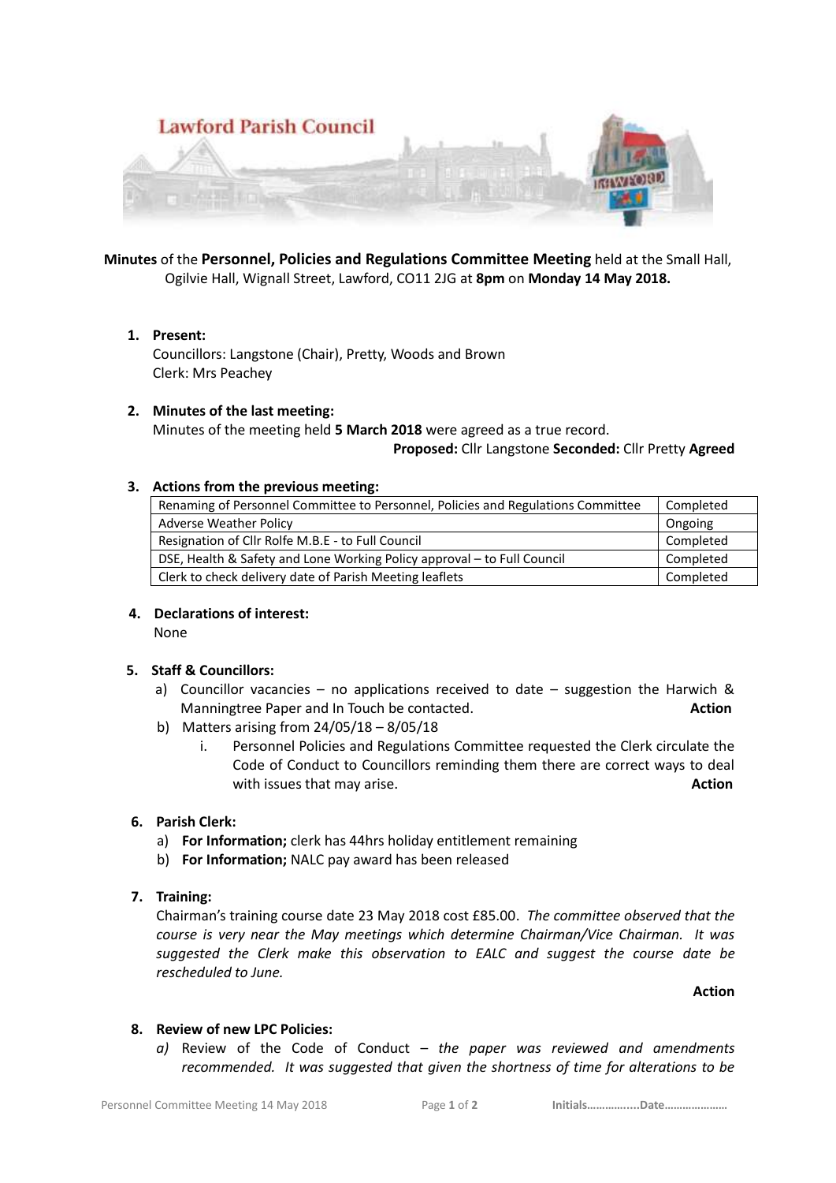Lawford Parish Council

**Minutes** of the **Personnel, Policies and Regulations Committee Meeting** held at the Small Hall, Ogilvie Hall, Wignall Street, Lawford, CO11 2JG at **8pm** on **Monday 14 May 2018.**

1. **Present:**
   Councillors: Langstone (Chair), Pretty, Woods and Brown
   Clerk: Mrs Peachey

2. **Minutes of the last meeting:**
   Minutes of the meeting held **5 March 2018** were agreed as a true record.
   **Proposed:** Cllr Langstone **Seconded:** Cllr Pretty **Agreed**

3. **Actions from the previous meeting:**

| | |
|---|---|
| Renaming of Personnel Committee to Personnel, Policies and Regulations Committee | Completed |
| Adverse Weather Policy | Ongoing |
| Resignation of Cllr Rolfe M.B.E - to Full Council | Completed |
| DSE, Health & Safety and Lone Working Policy approval – to Full Council | Completed |
| Clerk to check delivery date of Parish Meeting leaflets | Completed |

4. **Declarations of interest:**
   None

5. **Staff & Councillors:**
   a) Councillor vacancies – no applications received to date – suggestion the Harwich & Manningtree Paper and In Touch be contacted. **Action**
   b) Matters arising from 24/05/18 – 8/05/18
      i. Personnel Policies and Regulations Committee requested the Clerk circulate the Code of Conduct to Councillors reminding them there are correct ways to deal with issues that may arise. **Action**

6. **Parish Clerk:**
   a) **For Information;** clerk has 44hrs holiday entitlement remaining
   b) **For Information;** NALC pay award has been released

7. **Training:**
   Chairman's training course date 23 May 2018 cost £85.00. *The committee observed that the course is very near the May meetings which determine Chairman/Vice Chairman. It was suggested the Clerk make this observation to EALC and suggest the course date be rescheduled to June.*

   **Action**

8. **Review of new LPC Policies:**
   *a)* Review of the Code of Conduct – *the paper was reviewed and amendments recommended. It was suggested that given the shortness of time for alterations to be*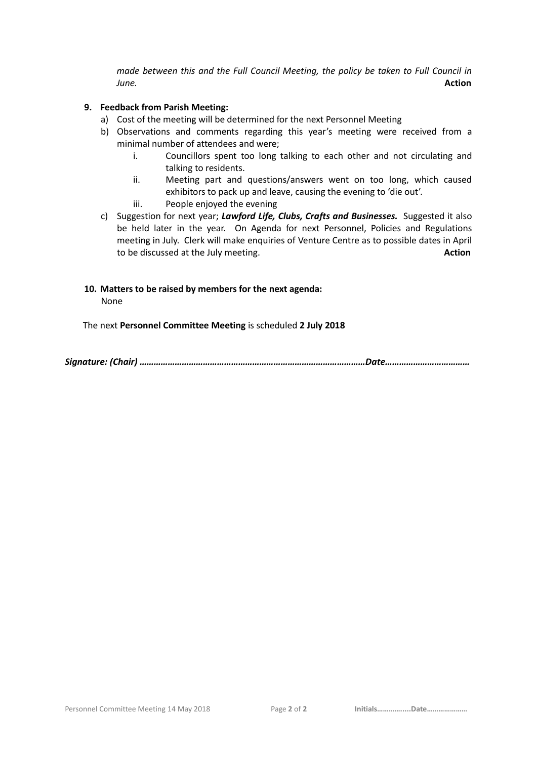*made between this and the Full Council Meeting, the policy be taken to Full Council in June.* **Action**

**9. Feedback from Parish Meeting:**

a) Cost of the meeting will be determined for the next Personnel Meeting

b) Observations and comments regarding this year's meeting were received from a minimal number of attendees and were;

   i. Councillors spent too long talking to each other and not circulating and talking to residents.

   ii. Meeting part and questions/answers went on too long, which caused exhibitors to pack up and leave, causing the evening to 'die out'.

   iii. People enjoyed the evening

c) Suggestion for next year; ***Lawford Life, Clubs, Crafts and Businesses.*** Suggested it also be held later in the year. On Agenda for next Personnel, Policies and Regulations meeting in July. Clerk will make enquiries of Venture Centre as to possible dates in April to be discussed at the July meeting. **Action**

**10. Matters to be raised by members for the next agenda:**

None

The next **Personnel Committee Meeting** is scheduled **2 July 2018**

***Signature: (Chair) ……………………………………………………………………………………Date………………………………***